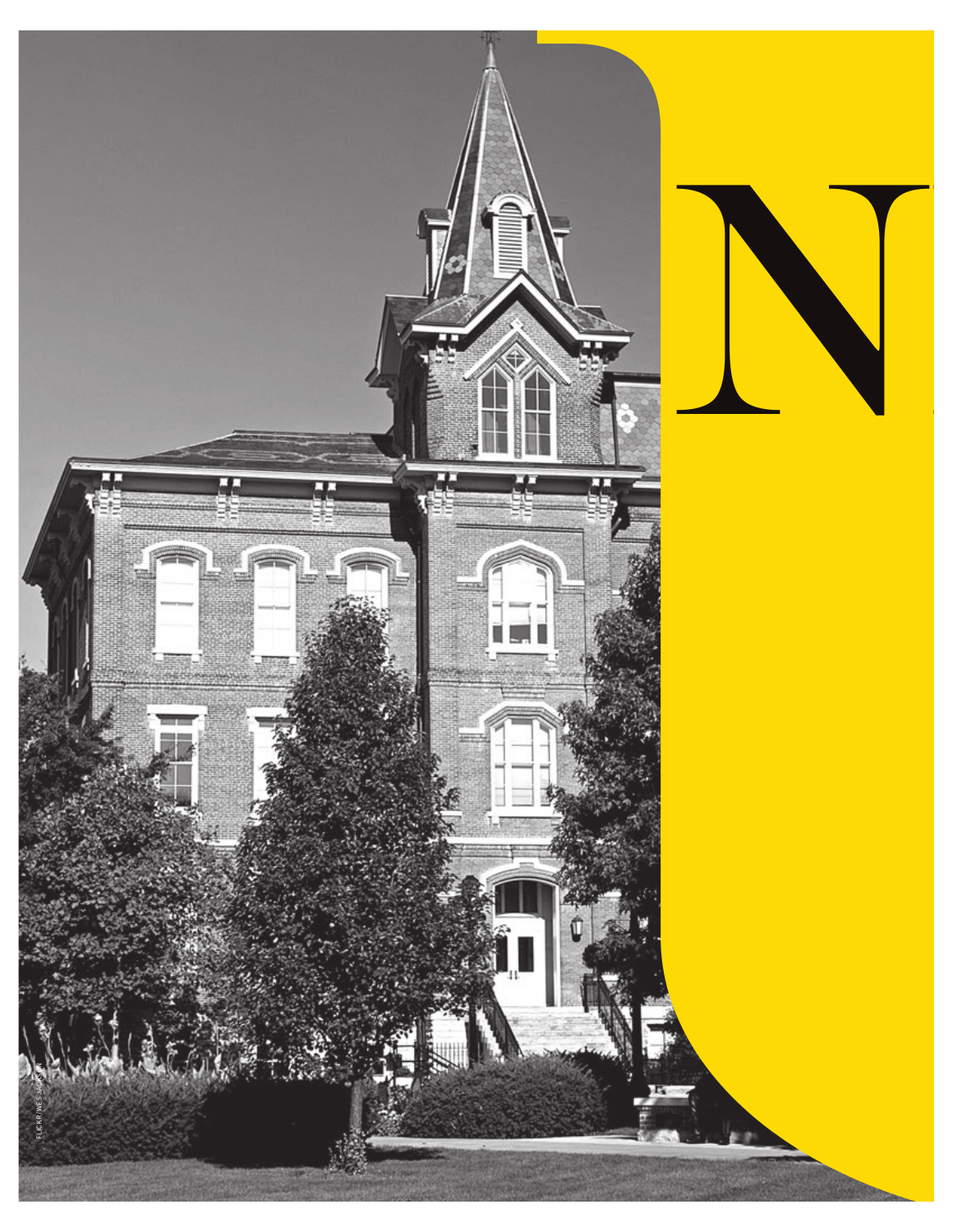# N

FLICKR/WES JACKSON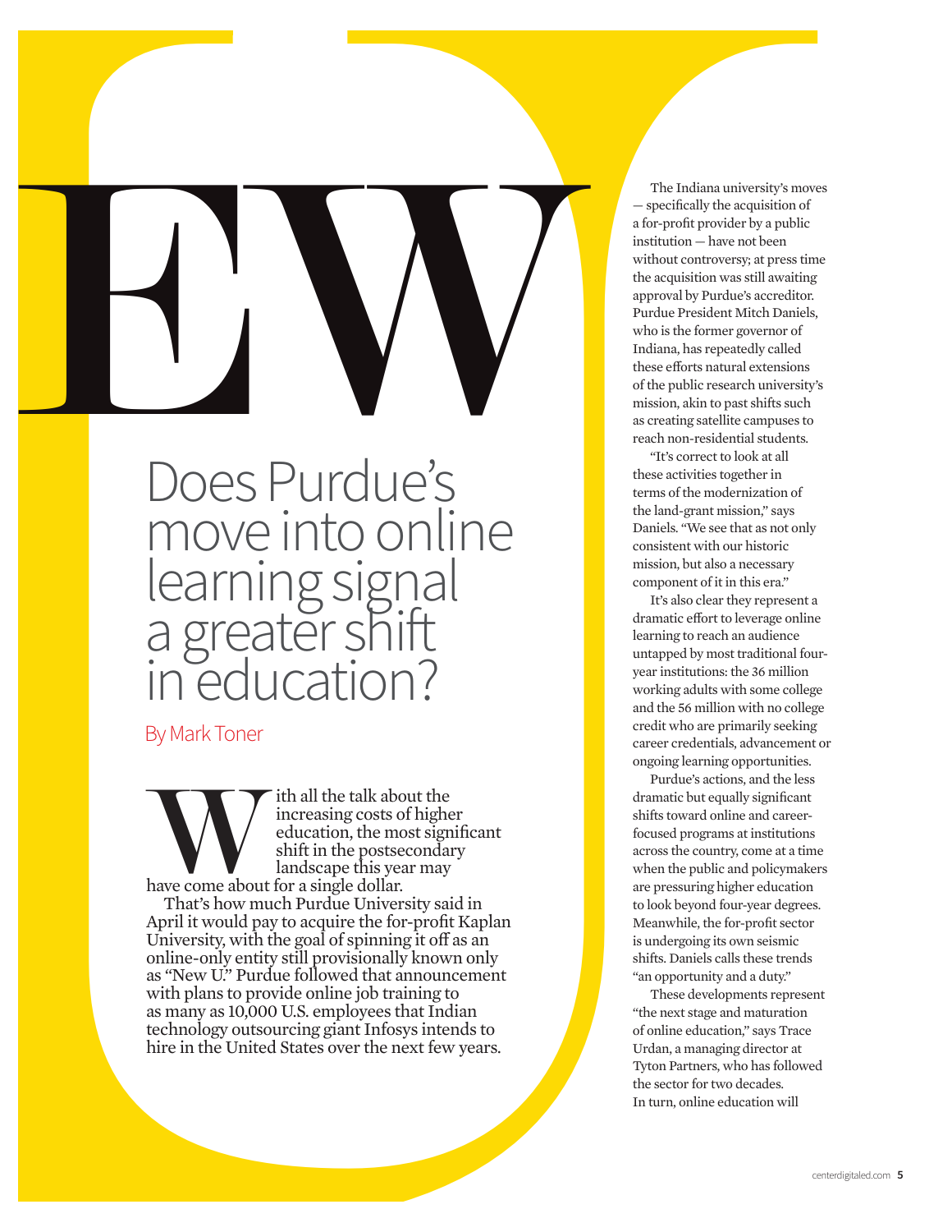# EW

## Does Purdue's move into online learning signal a greater shift in education?

By Mark Toner

With all the talk about the increasing costs of higher education, the most significant shift in the postsecondary landscape this year may have come about for a single dollar.

That's how much Purdue University said in April it would pay to acquire the for-profit Kaplan University, with the goal of spinning it off as an online-only entity still provisionally known only as "New U." Purdue followed that announcement with plans to provide online job training to as many as 10,000 U.S. employees that Indian technology outsourcing giant Infosys intends to hire in the United States over the next few years.

The Indiana university's moves — specifically the acquisition of a for-profit provider by a public institution — have not been without controversy; at press time the acquisition was still awaiting approval by Purdue's accreditor. Purdue President Mitch Daniels, who is the former governor of Indiana, has repeatedly called these efforts natural extensions of the public research university's mission, akin to past shifts such as creating satellite campuses to reach non-residential students.

"It's correct to look at all these activities together in terms of the modernization of the land-grant mission," says Daniels. "We see that as not only consistent with our historic mission, but also a necessary component of it in this era."

It's also clear they represent a dramatic effort to leverage online learning to reach an audience untapped by most traditional four-year institutions: the 36 million working adults with some college and the 56 million with no college credit who are primarily seeking career credentials, advancement or ongoing learning opportunities.

Purdue's actions, and the less dramatic but equally significant shifts toward online and career-focused programs at institutions across the country, come at a time when the public and policymakers are pressuring higher education to look beyond four-year degrees. Meanwhile, the for-profit sector is undergoing its own seismic shifts. Daniels calls these trends "an opportunity and a duty."

These developments represent "the next stage and maturation of online education," says Trace Urdan, a managing director at Tyton Partners, who has followed the sector for two decades. In turn, online education will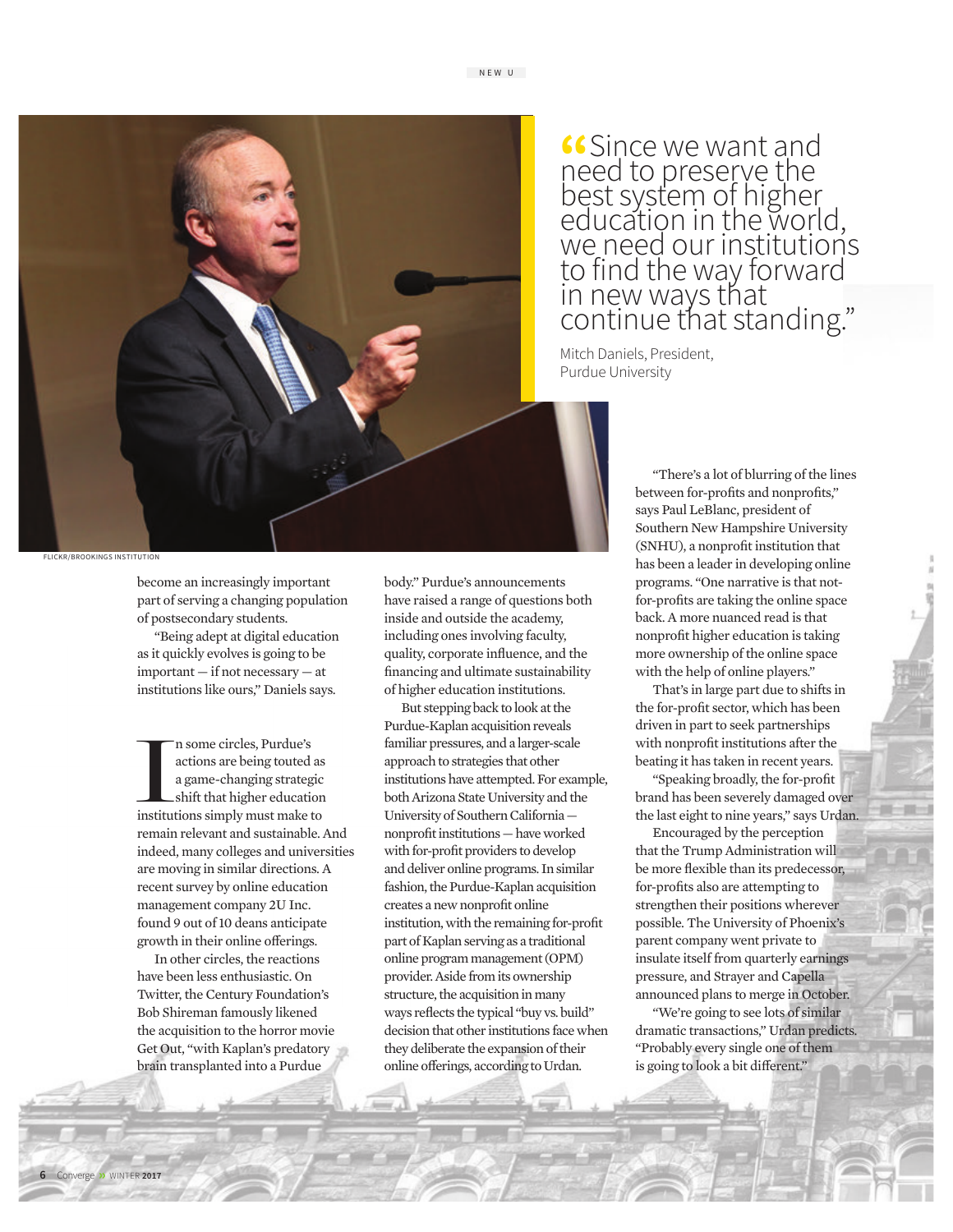> “Since we want and need to preserve the best system of higher education in the world, we need our institutions to find the way forward in new ways that continue that standing.”
>
> Mitch Daniels, President, Purdue University

FLICKR/BROOKINGS INSTITUTION

become an increasingly important part of serving a changing population of postsecondary students.

“Being adept at digital education as it quickly evolves is going to be important — if not necessary — at institutions like ours,” Daniels says.

In some circles, Purdue’s actions are being touted as a game-changing strategic shift that higher education institutions simply must make to remain relevant and sustainable. And indeed, many colleges and universities are moving in similar directions. A recent survey by online education management company 2U Inc. found 9 out of 10 deans anticipate growth in their online offerings.

In other circles, the reactions have been less enthusiastic. On Twitter, the Century Foundation’s Bob Shireman famously likened the acquisition to the horror movie Get Out, “with Kaplan’s predatory brain transplanted into a Purdue body.” Purdue’s announcements have raised a range of questions both inside and outside the academy, including ones involving faculty, quality, corporate influence, and the financing and ultimate sustainability of higher education institutions.

But stepping back to look at the Purdue-Kaplan acquisition reveals familiar pressures, and a larger-scale approach to strategies that other institutions have attempted. For example, both Arizona State University and the University of Southern California — nonprofit institutions — have worked with for-profit providers to develop and deliver online programs. In similar fashion, the Purdue-Kaplan acquisition creates a new nonprofit online institution, with the remaining for-profit part of Kaplan serving as a traditional online program management (OPM) provider. Aside from its ownership structure, the acquisition in many ways reflects the typical “buy vs. build” decision that other institutions face when they deliberate the expansion of their online offerings, according to Urdan.

“There’s a lot of blurring of the lines between for-profits and nonprofits,” says Paul LeBlanc, president of Southern New Hampshire University (SNHU), a nonprofit institution that has been a leader in developing online programs. “One narrative is that not-for-profits are taking the online space back. A more nuanced read is that nonprofit higher education is taking more ownership of the online space with the help of online players.”

That’s in large part due to shifts in the for-profit sector, which has been driven in part to seek partnerships with nonprofit institutions after the beating it has taken in recent years.

“Speaking broadly, the for-profit brand has been severely damaged over the last eight to nine years,” says Urdan.

Encouraged by the perception that the Trump Administration will be more flexible than its predecessor, for-profits also are attempting to strengthen their positions wherever possible. The University of Phoenix’s parent company went private to insulate itself from quarterly earnings pressure, and Strayer and Capella announced plans to merge in October.

“We’re going to see lots of similar dramatic transactions,” Urdan predicts. “Probably every single one of them is going to look a bit different.”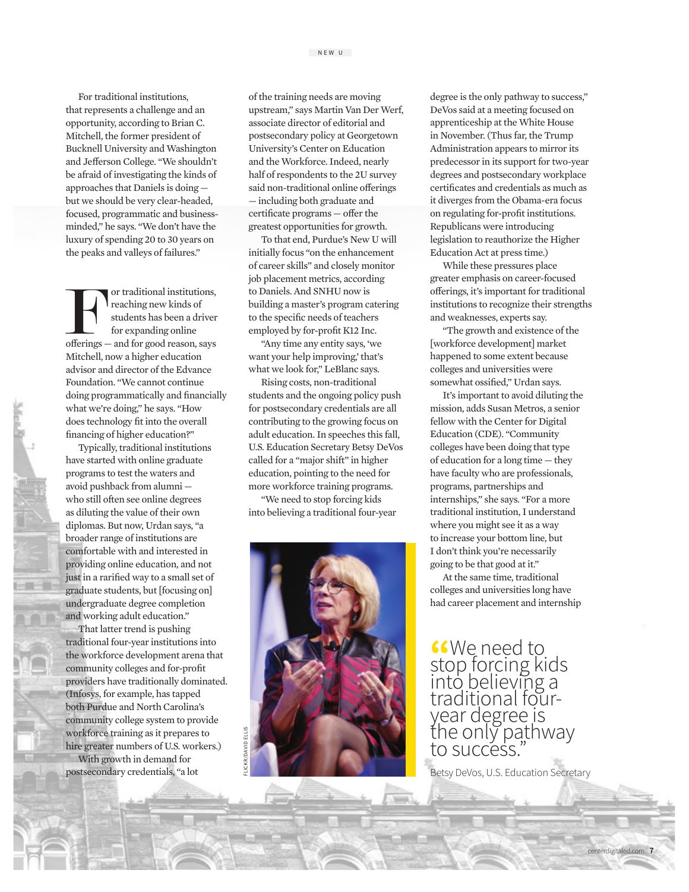For traditional institutions, that represents a challenge and an opportunity, according to Brian C. Mitchell, the former president of Bucknell University and Washington and Jefferson College. "We shouldn't be afraid of investigating the kinds of approaches that Daniels is doing — but we should be very clear-headed, focused, programmatic and business-minded," he says. "We don't have the luxury of spending 20 to 30 years on the peaks and valleys of failures."

For traditional institutions, reaching new kinds of students has been a driver for expanding online offerings — and for good reason, says Mitchell, now a higher education advisor and director of the Edvance Foundation. "We cannot continue doing programmatically and financially what we're doing," he says. "How does technology fit into the overall financing of higher education?"

Typically, traditional institutions have started with online graduate programs to test the waters and avoid pushback from alumni — who still often see online degrees as diluting the value of their own diplomas. But now, Urdan says, "a broader range of institutions are comfortable with and interested in providing online education, and not just in a rarified way to a small set of graduate students, but [focusing on] undergraduate degree completion and working adult education."

That latter trend is pushing traditional four-year institutions into the workforce development arena that community colleges and for-profit providers have traditionally dominated. (Infosys, for example, has tapped both Purdue and North Carolina's community college system to provide workforce training as it prepares to hire greater numbers of U.S. workers.)

With growth in demand for postsecondary credentials, "a lot of the training needs are moving upstream," says Martin Van Der Werf, associate director of editorial and postsecondary policy at Georgetown University's Center on Education and the Workforce. Indeed, nearly half of respondents to the 2U survey said non-traditional online offerings — including both graduate and certificate programs — offer the greatest opportunities for growth.

To that end, Purdue's New U will initially focus "on the enhancement of career skills" and closely monitor job placement metrics, according to Daniels. And SNHU now is building a master's program catering to the specific needs of teachers employed by for-profit K12 Inc.

"Any time any entity says, 'we want your help improving,' that's what we look for," LeBlanc says.

Rising costs, non-traditional students and the ongoing policy push for postsecondary credentials are all contributing to the growing focus on adult education. In speeches this fall, U.S. Education Secretary Betsy DeVos called for a "major shift" in higher education, pointing to the need for more workforce training programs.

"We need to stop forcing kids into believing a traditional four-year degree is the only pathway to success," DeVos said at a meeting focused on apprenticeship at the White House in November. (Thus far, the Trump Administration appears to mirror its predecessor in its support for two-year degrees and postsecondary workplace certificates and credentials as much as it diverges from the Obama-era focus on regulating for-profit institutions. Republicans were introducing legislation to reauthorize the Higher Education Act at press time.)

While these pressures place greater emphasis on career-focused offerings, it's important for traditional institutions to recognize their strengths and weaknesses, experts say.

"The growth and existence of the [workforce development] market happened to some extent because colleges and universities were somewhat ossified," Urdan says.

It's important to avoid diluting the mission, adds Susan Metros, a senior fellow with the Center for Digital Education (CDE). "Community colleges have been doing that type of education for a long time — they have faculty who are professionals, programs, partnerships and internships," she says. "For a more traditional institution, I understand where you might see it as a way to increase your bottom line, but I don't think you're necessarily going to be that good at it."

At the same time, traditional colleges and universities long have had career placement and internship

FLICKR/DAVID ELLIS

> "We need to stop forcing kids into believing a traditional four-year degree is the only pathway to success."
>
> Betsy DeVos, U.S. Education Secretary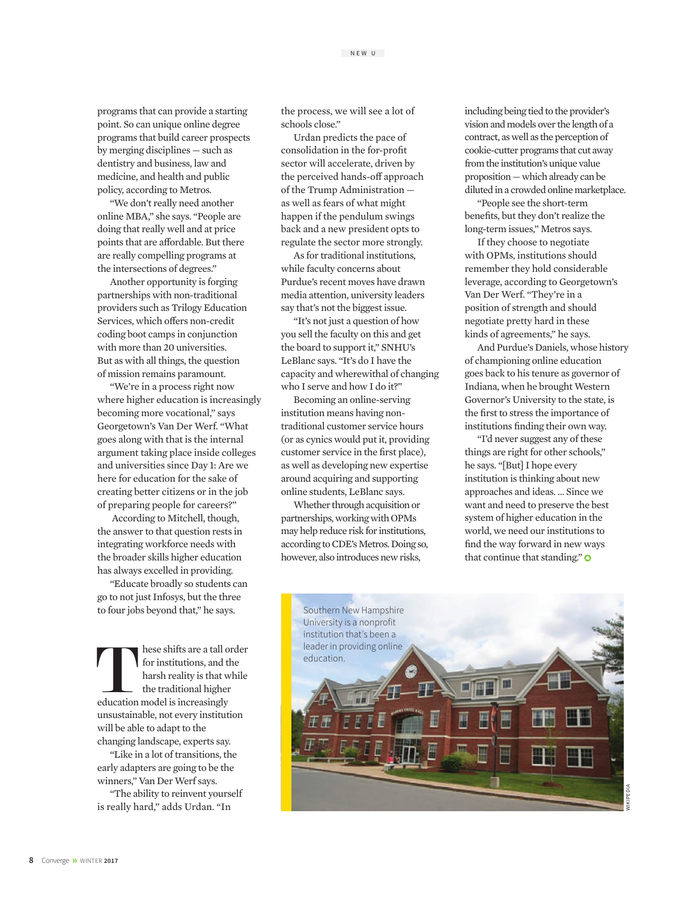programs that can provide a starting point. So can unique online degree programs that build career prospects by merging disciplines — such as dentistry and business, law and medicine, and health and public policy, according to Metros.

"We don't really need another online MBA," she says. "People are doing that really well and at price points that are affordable. But there are really compelling programs at the intersections of degrees."

Another opportunity is forging partnerships with non-traditional providers such as Trilogy Education Services, which offers non-credit coding boot camps in conjunction with more than 20 universities. But as with all things, the question of mission remains paramount.

"We're in a process right now where higher education is increasingly becoming more vocational," says Georgetown's Van Der Werf. "What goes along with that is the internal argument taking place inside colleges and universities since Day 1: Are we here for education for the sake of creating better citizens or in the job of preparing people for careers?"

According to Mitchell, though, the answer to that question rests in integrating workforce needs with the broader skills higher education has always excelled in providing.

"Educate broadly so students can go to not just Infosys, but the three to four jobs beyond that," he says.

These shifts are a tall order for institutions, and the harsh reality is that while the traditional higher education model is increasingly unsustainable, not every institution will be able to adapt to the changing landscape, experts say.

"Like in a lot of transitions, the early adapters are going to be the winners," Van Der Werf says.

"The ability to reinvent yourself is really hard," adds Urdan. "In the process, we will see a lot of schools close."

Urdan predicts the pace of consolidation in the for-profit sector will accelerate, driven by the perceived hands-off approach of the Trump Administration — as well as fears of what might happen if the pendulum swings back and a new president opts to regulate the sector more strongly.

As for traditional institutions, while faculty concerns about Purdue's recent moves have drawn media attention, university leaders say that's not the biggest issue.

"It's not just a question of how you sell the faculty on this and get the board to support it," SNHU's LeBlanc says. "It's do I have the capacity and wherewithal of changing who I serve and how I do it?"

Becoming an online-serving institution means having non-traditional customer service hours (or as cynics would put it, providing customer service in the first place), as well as developing new expertise around acquiring and supporting online students, LeBlanc says.

Whether through acquisition or partnerships, working with OPMs may help reduce risk for institutions, according to CDE's Metros. Doing so, however, also introduces new risks, including being tied to the provider's vision and models over the length of a contract, as well as the perception of cookie-cutter programs that cut away from the institution's unique value proposition — which already can be diluted in a crowded online marketplace.

"People see the short-term benefits, but they don't realize the long-term issues," Metros says.

If they choose to negotiate with OPMs, institutions should remember they hold considerable leverage, according to Georgetown's Van Der Werf. "They're in a position of strength and should negotiate pretty hard in these kinds of agreements," he says.

And Purdue's Daniels, whose history of championing online education goes back to his tenure as governor of Indiana, when he brought Western Governor's University to the state, is the first to stress the importance of institutions finding their own way.

"I'd never suggest any of these things are right for other schools," he says. "[But] I hope every institution is thinking about new approaches and ideas. ... Since we want and need to preserve the best system of higher education in the world, we need our institutions to find the way forward in new ways that continue that standing."

Southern New Hampshire University is a nonprofit institution that's been a leader in providing online education.

WIKIPEDIA